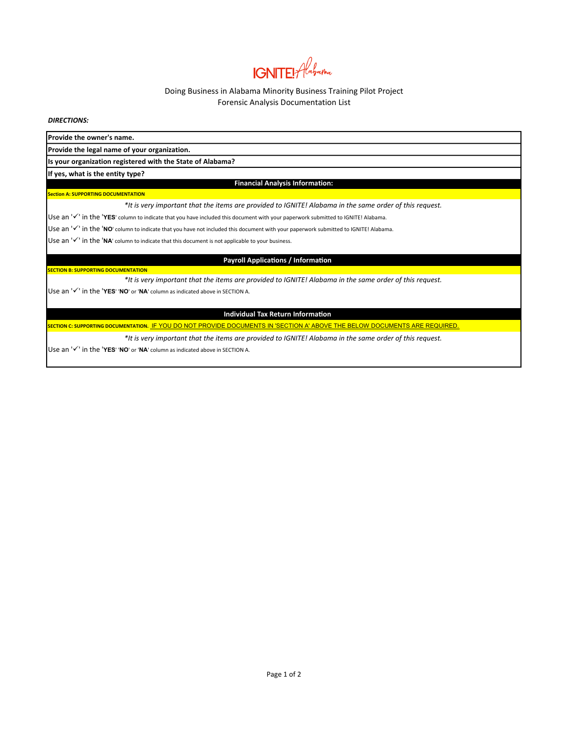IGNITE! Alabama

Doing Business in Alabama Minority Business Training Pilot Project
Forensic Analysis Documentation List

***DIRECTIONS:***

| **Provide the owner's name.** |
|---|
| **Provide the legal name of your organization.** |
| **Is your organization registered with the State of Alabama?** |
| **If yes, what is the entity type?** |

## Financial Analysis Information:

**Section A: SUPPORTING DOCUMENTATION**

*\*It is very important that the items are provided to IGNITE! Alabama in the same order of this request.*

Use an '✓' in the '**YES**' column to indicate that you have included this document with your paperwork submitted to IGNITE! Alabama.

Use an '✓' in the '**NO**' column to indicate that you have not included this document with your paperwork submitted to IGNITE! Alabama.

Use an '✓' in the '**NA**' column to indicate that this document is not applicable to your business.

## Payroll Applications / Information

**SECTION B: SUPPORTING DOCUMENTATION**

*\*It is very important that the items are provided to IGNITE! Alabama in the same order of this request.*

Use an '✓' in the '**YES**' '**NO**' or '**NA**' column as indicated above in SECTION A.

## Individual Tax Return Information

**SECTION C: SUPPORTING DOCUMENTATION.** IF YOU DO NOT PROVIDE DOCUMENTS IN 'SECTION A' ABOVE THE BELOW DOCUMENTS ARE REQUIRED.

*\*It is very important that the items are provided to IGNITE! Alabama in the same order of this request.*

Use an '✓' in the '**YES**' '**NO**' or '**NA**' column as indicated above in SECTION A.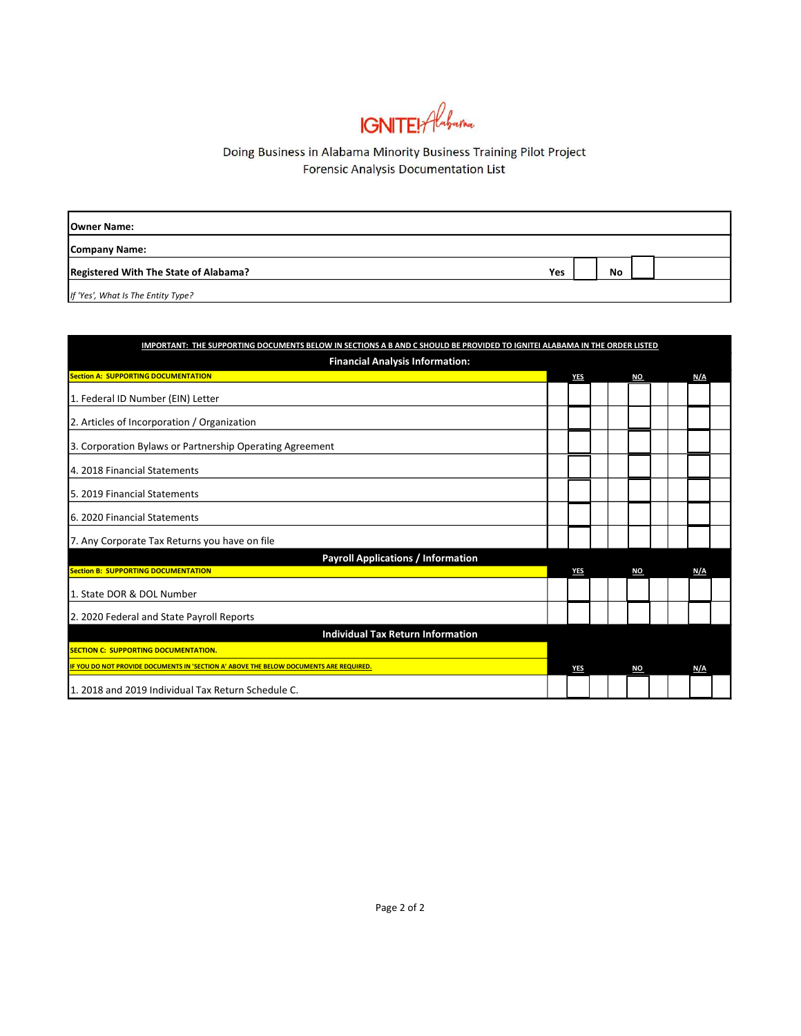IGNITE! Alabama

Doing Business in Alabama Minority Business Training Pilot Project
Forensic Analysis Documentation List

| | | | | |
|---|---|---|---|---|
| **Owner Name:** | | | | |
| **Company Name:** | | | | |
| **Registered With The State of Alabama?** | **Yes** | | **No** | |
| *If 'Yes', What Is The Entity Type?* | | | | |

**IMPORTANT: THE SUPPORTING DOCUMENTS BELOW IN SECTIONS A B AND C SHOULD BE PROVIDED TO IGNITE! ALABAMA IN THE ORDER LISTED**

**Financial Analysis Information:**

| Section A: SUPPORTING DOCUMENTATION | YES | NO | N/A |
|---|---|---|---|
| 1. Federal ID Number (EIN) Letter | | | |
| 2. Articles of Incorporation / Organization | | | |
| 3. Corporation Bylaws or Partnership Operating Agreement | | | |
| 4. 2018 Financial Statements | | | |
| 5. 2019 Financial Statements | | | |
| 6. 2020 Financial Statements | | | |
| 7. Any Corporate Tax Returns you have on file | | | |

**Payroll Applications / Information**

| Section B: SUPPORTING DOCUMENTATION | YES | NO | N/A |
|---|---|---|---|
| 1. State DOR & DOL Number | | | |
| 2. 2020 Federal and State Payroll Reports | | | |

**Individual Tax Return Information**

SECTION C: SUPPORTING DOCUMENTATION.

| IF YOU DO NOT PROVIDE DOCUMENTS IN 'SECTION A' ABOVE THE BELOW DOCUMENTS ARE REQUIRED. | YES | NO | N/A |
|---|---|---|---|
| 1. 2018 and 2019 Individual Tax Return Schedule C. | | | |